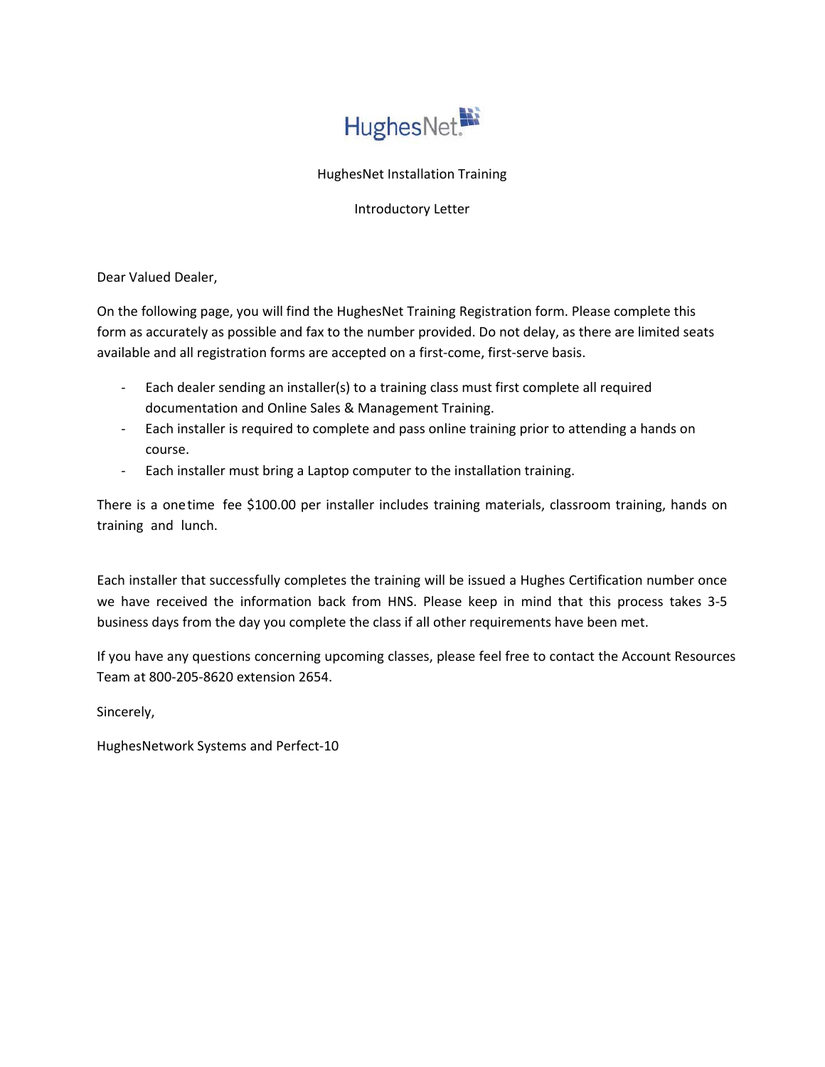HughesNet

HughesNet Installation Training

Introductory Letter

Dear Valued Dealer,

On the following page, you will find the HughesNet Training Registration form. Please complete this form as accurately as possible and fax to the number provided. Do not delay, as there are limited seats available and all registration forms are accepted on a first-come, first-serve basis.

- Each dealer sending an installer(s) to a training class must first complete all required documentation and Online Sales & Management Training.
- Each installer is required to complete and pass online training prior to attending a hands on course.
- Each installer must bring a Laptop computer to the installation training.

There is a onetime fee $100.00 per installer includes training materials, classroom training, hands on training and lunch.

Each installer that successfully completes the training will be issued a Hughes Certification number once we have received the information back from HNS. Please keep in mind that this process takes 3-5 business days from the day you complete the class if all other requirements have been met.

If you have any questions concerning upcoming classes, please feel free to contact the Account Resources Team at 800-205-8620 extension 2654.

Sincerely,

HughesNetwork Systems and Perfect-10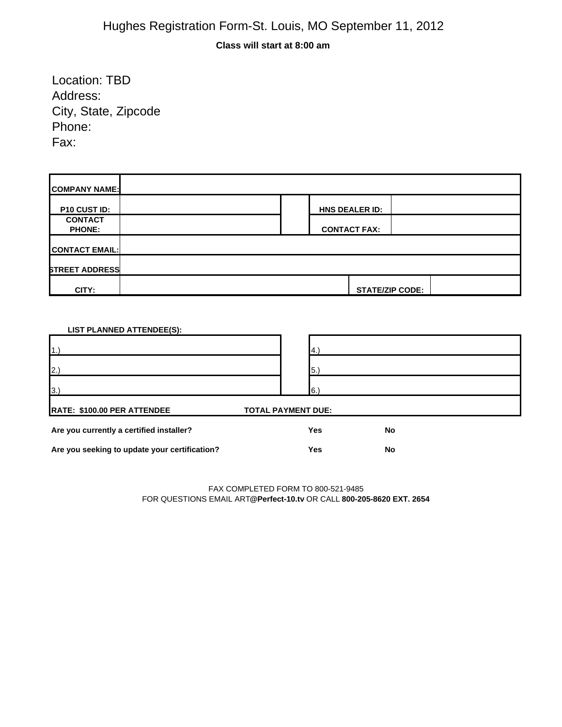# Hughes Registration Form-St. Louis, MO September 11, 2012

**Class will start at 8:00 am**

Location: TBD
Address:
City, State, Zipcode
Phone:
Fax:

| | | | | | |
|---|---|---|---|---|---|
| **COMPANY NAME:** | | | | | |
| **P10 CUST ID:** | | | **HNS DEALER ID:** | | |
| **CONTACT PHONE:** | | | **CONTACT FAX:** | | |
| **CONTACT EMAIL:** | | | | | |
| **STREET ADDRESS** | | | | | |
| **CITY:** | | | | **STATE/ZIP CODE:** | |

**LIST PLANNED ATTENDEE(S):**

| | |
|---|---|
| 1.) | 4.) |
| 2.) | 5.) |
| 3.) | 6.) |
| **RATE: $100.00 PER ATTENDEE** | **TOTAL PAYMENT DUE:** |

**Are you currently a certified installer?** **Yes** **No**

**Are you seeking to update your certification?** **Yes** **No**

FAX COMPLETED FORM TO 800-521-9485
FOR QUESTIONS EMAIL ART**@Perfect-10.tv** OR CALL **800-205-8620 EXT. 2654**